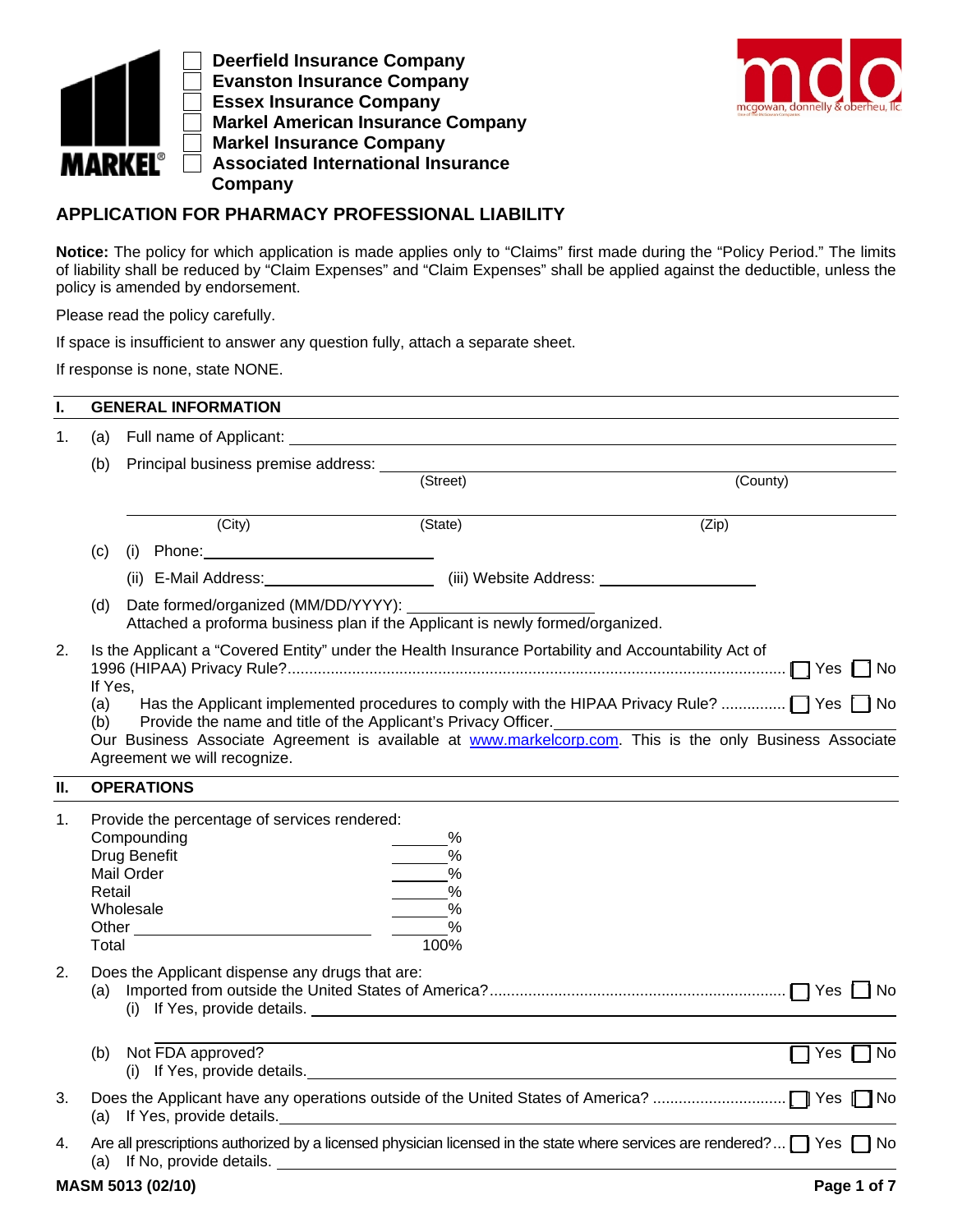MARKEL®

☐ Deerfield Insurance Company
☐ Evanston Insurance Company
☐ Essex Insurance Company
☐ Markel American Insurance Company
☐ Markel Insurance Company
☐ Associated International Insurance Company

mdo mcgowan, donnelly & oberheu, llc

## APPLICATION FOR PHARMACY PROFESSIONAL LIABILITY

**Notice:** The policy for which application is made applies only to "Claims" first made during the "Policy Period." The limits of liability shall be reduced by "Claim Expenses" and "Claim Expenses" shall be applied against the deductible, unless the policy is amended by endorsement.

Please read the policy carefully.

If space is insufficient to answer any question fully, attach a separate sheet.

If response is none, state NONE.

### I. GENERAL INFORMATION

1. (a) Full name of Applicant: ______________________

   (b) Principal business premise address: ______________________
   (Street) (County)

   ______________________
   (City) (State) (Zip)

   (c) (i) Phone: ______________________

   (ii) E-Mail Address: ______________________ (iii) Website Address: ______________________

   (d) Date formed/organized (MM/DD/YYYY): ______________________
   Attached a proforma business plan if the Applicant is newly formed/organized.

2. Is the Applicant a "Covered Entity" under the Health Insurance Portability and Accountability Act of 1996 (HIPAA) Privacy Rule? ☐ Yes ☐ No
   If Yes,
   (a) Has the Applicant implemented procedures to comply with the HIPAA Privacy Rule? ☐ Yes ☐ No
   (b) Provide the name and title of the Applicant's Privacy Officer. ______________________
   Our Business Associate Agreement is available at www.markelcorp.com. This is the only Business Associate Agreement we will recognize.

### II. OPERATIONS

1. Provide the percentage of services rendered:

| | |
|---|---|
| Compounding | ______% |
| Drug Benefit | ______% |
| Mail Order | ______% |
| Retail | ______% |
| Wholesale | ______% |
| Other ______________________ | ______% |
| Total | 100% |

2. Does the Applicant dispense any drugs that are:
   (a) Imported from outside the United States of America? ☐ Yes ☐ No
   (i) If Yes, provide details. ______________________

   (b) Not FDA approved? ☐ Yes ☐ No
   (i) If Yes, provide details. ______________________

3. Does the Applicant have any operations outside of the United States of America? ☐ Yes ☐ No
   (a) If Yes, provide details. ______________________

4. Are all prescriptions authorized by a licensed physician licensed in the state where services are rendered? ☐ Yes ☐ No
   (a) If No, provide details. ______________________

MASM 5013 (02/10)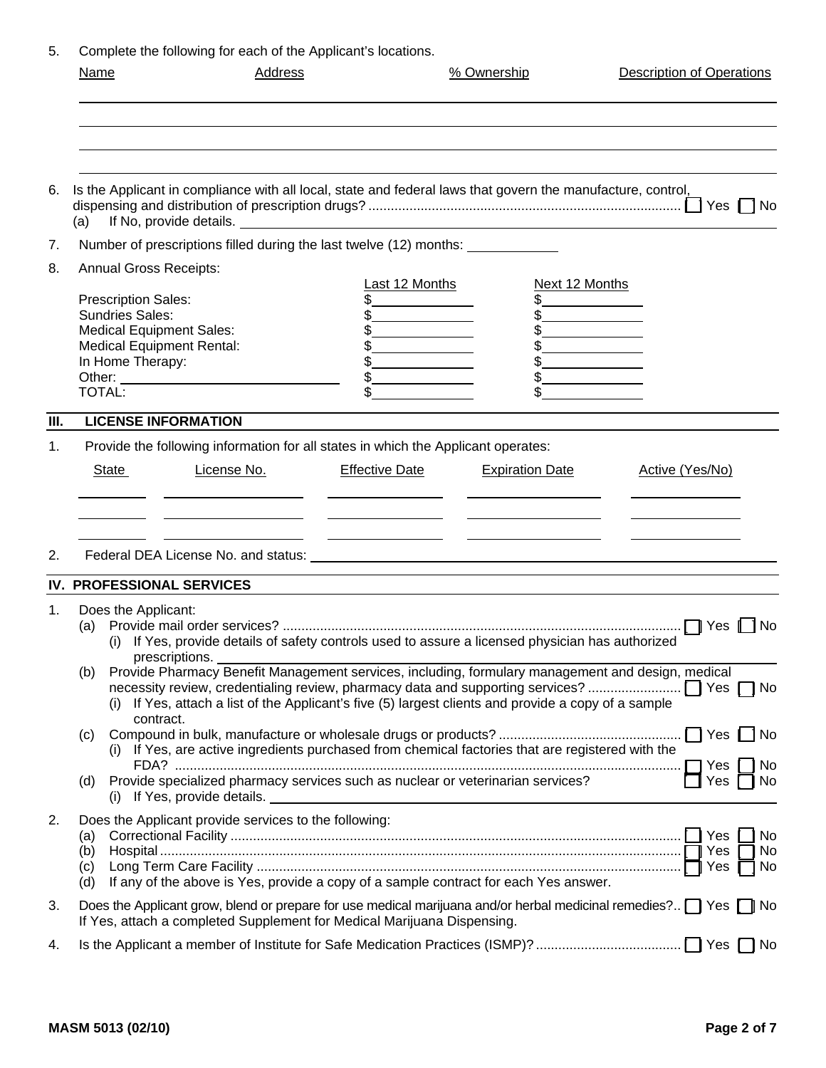5. Complete the following for each of the Applicant's locations.

| Name | Address | % Ownership | Description of Operations |
|---|---|---|---|
| | | | |
| | | | |
| | | | |

6. Is the Applicant in compliance with all local, state and federal laws that govern the manufacture, control, dispensing and distribution of prescription drugs? .......... ☐ Yes ☐ No
   (a) If No, provide details. ____________________

7. Number of prescriptions filled during the last twelve (12) months: ____________

8. Annual Gross Receipts:

| | Last 12 Months | Next 12 Months |
|---|---|---|
| Prescription Sales: | $ | $ |
| Sundries Sales: | $ | $ |
| Medical Equipment Sales: | $ | $ |
| Medical Equipment Rental: | $ | $ |
| In Home Therapy: | $ | $ |
| Other: ____________ | $ | $ |
| TOTAL: | $ | $ |

## III. LICENSE INFORMATION

1. Provide the following information for all states in which the Applicant operates:

| State | License No. | Effective Date | Expiration Date | Active (Yes/No) |
|---|---|---|---|---|
| | | | | |
| | | | | |
| | | | | |

2. Federal DEA License No. and status: ____________________

## IV. PROFESSIONAL SERVICES

1. Does the Applicant:
   (a) Provide mail order services? .......... ☐ Yes ☐ No
      (i) If Yes, provide details of safety controls used to assure a licensed physician has authorized prescriptions. ____________________
   (b) Provide Pharmacy Benefit Management services, including, formulary management and design, medical necessity review, credentialing review, pharmacy data and supporting services? .......... ☐ Yes ☐ No
      (i) If Yes, attach a list of the Applicant's five (5) largest clients and provide a copy of a sample contract.
   (c) Compound in bulk, manufacture or wholesale drugs or products? .......... ☐ Yes ☐ No
      (i) If Yes, are active ingredients purchased from chemical factories that are registered with the FDA? .......... ☐ Yes ☐ No
   (d) Provide specialized pharmacy services such as nuclear or veterinarian services? ☐ Yes ☐ No
      (i) If Yes, provide details. ____________________

2. Does the Applicant provide services to the following:
   (a) Correctional Facility .......... ☐ Yes ☐ No
   (b) Hospital .......... ☐ Yes ☐ No
   (c) Long Term Care Facility .......... ☐ Yes ☐ No
   (d) If any of the above is Yes, provide a copy of a sample contract for each Yes answer.

3. Does the Applicant grow, blend or prepare for use medical marijuana and/or herbal medicinal remedies?.. ☐ Yes ☐ No
   If Yes, attach a completed Supplement for Medical Marijuana Dispensing.

4. Is the Applicant a member of Institute for Safe Medication Practices (ISMP)? .......... ☐ Yes ☐ No

MASM 5013 (02/10)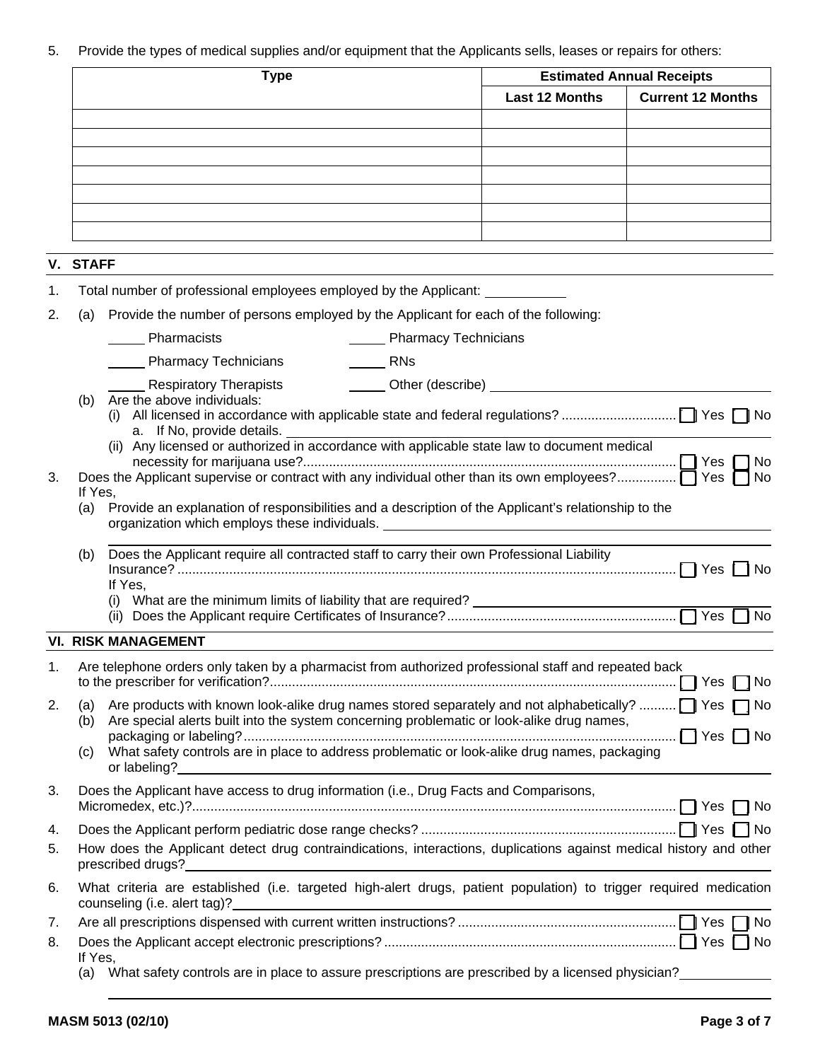5. Provide the types of medical supplies and/or equipment that the Applicants sells, leases or repairs for others:

| Type | Estimated Annual Receipts | |
|---|---|---|
| | Last 12 Months | Current 12 Months |
| | | |
| | | |
| | | |
| | | |
| | | |
| | | |
| | | |

## V. STAFF

1. Total number of professional employees employed by the Applicant: ___________

2. (a) Provide the number of persons employed by the Applicant for each of the following:

   _____ Pharmacists _____ Pharmacy Technicians

   _____ Pharmacy Technicians _____ RNs

   _____ Respiratory Therapists _____ Other (describe) ___________

   (b) Are the above individuals:
   (i) All licensed in accordance with applicable state and federal regulations? ☐ Yes ☐ No
   a. If No, provide details. ___________
   (ii) Any licensed or authorized in accordance with applicable state law to document medical necessity for marijuana use? ☐ Yes ☐ No

3. Does the Applicant supervise or contract with any individual other than its own employees? ☐ Yes ☐ No
   If Yes,
   (a) Provide an explanation of responsibilities and a description of the Applicant's relationship to the organization which employs these individuals. ___________
   (b) Does the Applicant require all contracted staff to carry their own Professional Liability Insurance? ☐ Yes ☐ No
   If Yes,
   (i) What are the minimum limits of liability that are required? ___________
   (ii) Does the Applicant require Certificates of Insurance? ☐ Yes ☐ No

## VI. RISK MANAGEMENT

1. Are telephone orders only taken by a pharmacist from authorized professional staff and repeated back to the prescriber for verification? ☐ Yes ☐ No

2. (a) Are products with known look-alike drug names stored separately and not alphabetically? ☐ Yes ☐ No
   (b) Are special alerts built into the system concerning problematic or look-alike drug names, packaging or labeling? ☐ Yes ☐ No
   (c) What safety controls are in place to address problematic or look-alike drug names, packaging or labeling? ___________

3. Does the Applicant have access to drug information (i.e., Drug Facts and Comparisons, Micromedex, etc.)? ☐ Yes ☐ No

4. Does the Applicant perform pediatric dose range checks? ☐ Yes ☐ No

5. How does the Applicant detect drug contraindications, interactions, duplications against medical history and other prescribed drugs? ___________

6. What criteria are established (i.e. targeted high-alert drugs, patient population) to trigger required medication counseling (i.e. alert tag)? ___________

7. Are all prescriptions dispensed with current written instructions? ☐ Yes ☐ No

8. Does the Applicant accept electronic prescriptions? ☐ Yes ☐ No
   If Yes,
   (a) What safety controls are in place to assure prescriptions are prescribed by a licensed physician? ___________

MASM 5013 (02/10)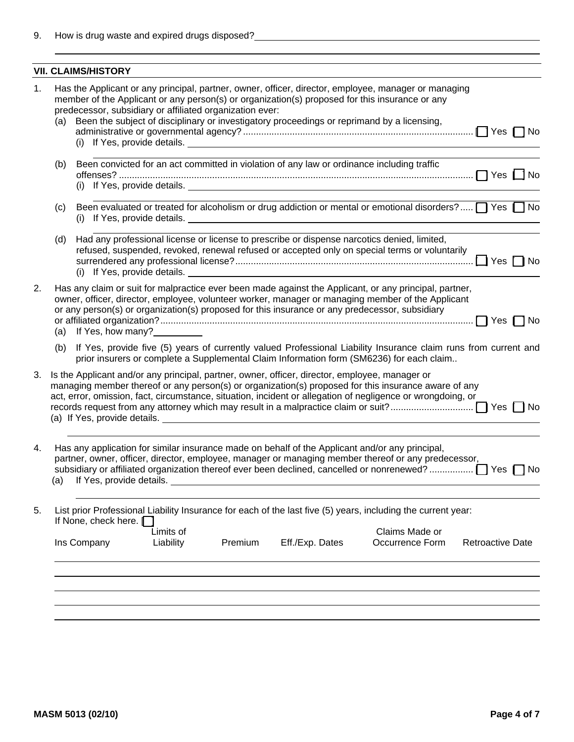9. How is drug waste and expired drugs disposed? \_\_\_\_\_\_\_\_\_\_\_\_\_\_\_\_\_\_\_\_

## VII. CLAIMS/HISTORY

1. Has the Applicant or any principal, partner, owner, officer, director, employee, manager or managing member of the Applicant or any person(s) or organization(s) proposed for this insurance or any predecessor, subsidiary or affiliated organization ever:
   (a) Been the subject of disciplinary or investigatory proceedings or reprimand by a licensing, administrative or governmental agency? ☐ Yes ☐ No
      (i) If Yes, provide details. \_\_\_\_\_\_\_\_\_\_\_\_\_\_\_\_\_\_\_\_

   (b) Been convicted for an act committed in violation of any law or ordinance including traffic offenses? ☐ Yes ☐ No
      (i) If Yes, provide details. \_\_\_\_\_\_\_\_\_\_\_\_\_\_\_\_\_\_\_\_

   (c) Been evaluated or treated for alcoholism or drug addiction or mental or emotional disorders? ☐ Yes ☐ No
      (i) If Yes, provide details. \_\_\_\_\_\_\_\_\_\_\_\_\_\_\_\_\_\_\_\_

   (d) Had any professional license or license to prescribe or dispense narcotics denied, limited, refused, suspended, revoked, renewal refused or accepted only on special terms or voluntarily surrendered any professional license? ☐ Yes ☐ No
      (i) If Yes, provide details. \_\_\_\_\_\_\_\_\_\_\_\_\_\_\_\_\_\_\_\_

2. Has any claim or suit for malpractice ever been made against the Applicant, or any principal, partner, owner, officer, director, employee, volunteer worker, manager or managing member of the Applicant or any person(s) or organization(s) proposed for this insurance or any predecessor, subsidiary or affiliated organization? ☐ Yes ☐ No
   (a) If Yes, how many? \_\_\_\_\_\_\_\_\_\_
   (b) If Yes, provide five (5) years of currently valued Professional Liability Insurance claim runs from current and prior insurers or complete a Supplemental Claim Information form (SM6236) for each claim..

3. Is the Applicant and/or any principal, partner, owner, officer, director, employee, manager or managing member thereof or any person(s) or organization(s) proposed for this insurance aware of any act, error, omission, fact, circumstance, situation, incident or allegation of negligence or wrongdoing, or records request from any attorney which may result in a malpractice claim or suit? ☐ Yes ☐ No
   (a) If Yes, provide details. \_\_\_\_\_\_\_\_\_\_\_\_\_\_\_\_\_\_\_\_

4. Has any application for similar insurance made on behalf of the Applicant and/or any principal, partner, owner, officer, director, employee, manager or managing member thereof or any predecessor, subsidiary or affiliated organization thereof ever been declined, cancelled or nonrenewed? ☐ Yes ☐ No
   (a) If Yes, provide details. \_\_\_\_\_\_\_\_\_\_\_\_\_\_\_\_\_\_\_\_

5. List prior Professional Liability Insurance for each of the last five (5) years, including the current year:
   If None, check here. ☐

| Ins Company | Limits of Liability | Premium | Eff./Exp. Dates | Claims Made or Occurrence Form | Retroactive Date |
|---|---|---|---|---|---|
| | | | | | |
| | | | | | |
| | | | | | |
| | | | | | |
| | | | | | |

MASM 5013 (02/10)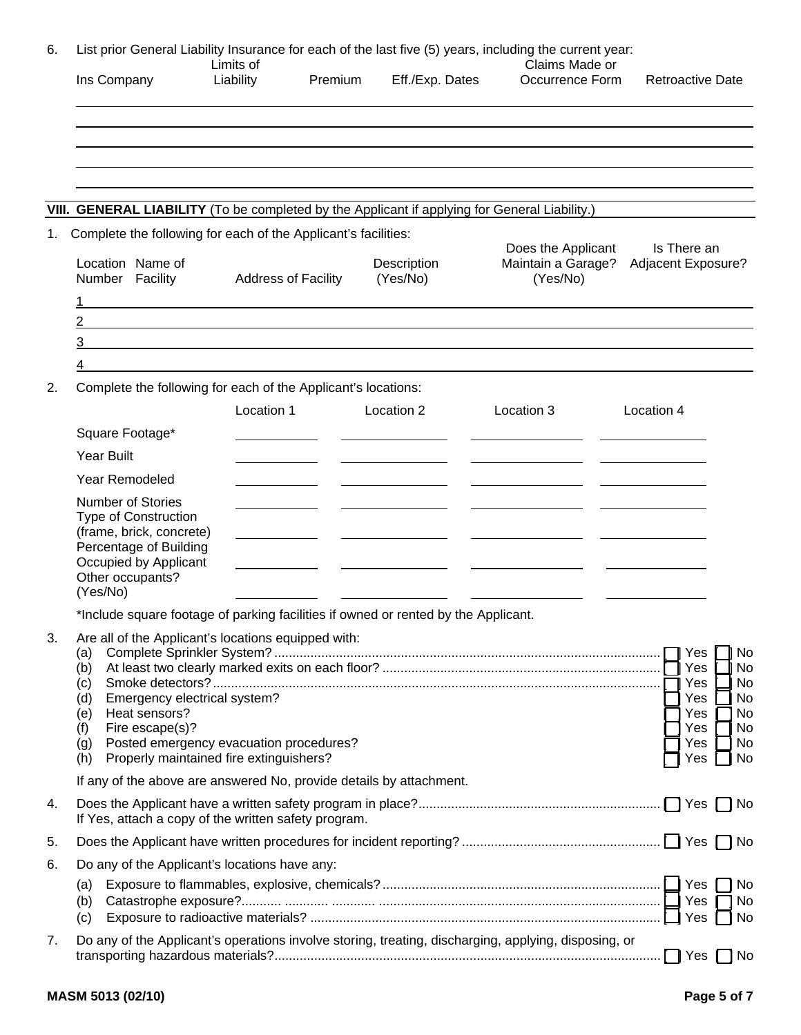6. List prior General Liability Insurance for each of the last five (5) years, including the current year:

| Ins Company | Limits of Liability | Premium | Eff./Exp. Dates | Claims Made or Occurrence Form | Retroactive Date |
|---|---|---|---|---|---|
| | | | | | |
| | | | | | |
| | | | | | |
| | | | | | |
| | | | | | |

## VIII. GENERAL LIABILITY (To be completed by the Applicant if applying for General Liability.)

1. Complete the following for each of the Applicant's facilities:

| Location Number | Name of Facility | Address of Facility | Description (Yes/No) | Does the Applicant Maintain a Garage? (Yes/No) | Is There an Adjacent Exposure? |
|---|---|---|---|---|---|
| 1 | | | | | |
| 2 | | | | | |
| 3 | | | | | |
| 4 | | | | | |

2. Complete the following for each of the Applicant's locations:

| | Location 1 | Location 2 | Location 3 | Location 4 |
|---|---|---|---|---|
| Square Footage* | | | | |
| Year Built | | | | |
| Year Remodeled | | | | |
| Number of Stories | | | | |
| Type of Construction (frame, brick, concrete) | | | | |
| Percentage of Building Occupied by Applicant | | | | |
| Other occupants? (Yes/No) | | | | |

*Include square footage of parking facilities if owned or rented by the Applicant.

3. Are all of the Applicant's locations equipped with:
   - (a) Complete Sprinkler System? ☐ Yes ☐ No
   - (b) At least two clearly marked exits on each floor? ☐ Yes ☐ No
   - (c) Smoke detectors? ☐ Yes ☐ No
   - (d) Emergency electrical system? ☐ Yes ☐ No
   - (e) Heat sensors? ☐ Yes ☐ No
   - (f) Fire escape(s)? ☐ Yes ☐ No
   - (g) Posted emergency evacuation procedures? ☐ Yes ☐ No
   - (h) Properly maintained fire extinguishers? ☐ Yes ☐ No

   If any of the above are answered No, provide details by attachment.

4. Does the Applicant have a written safety program in place? ☐ Yes ☐ No
   If Yes, attach a copy of the written safety program.

5. Does the Applicant have written procedures for incident reporting? ☐ Yes ☐ No

6. Do any of the Applicant's locations have any:
   - (a) Exposure to flammables, explosive, chemicals? ☐ Yes ☐ No
   - (b) Catastrophe exposure? ☐ Yes ☐ No
   - (c) Exposure to radioactive materials? ☐ Yes ☐ No

7. Do any of the Applicant's operations involve storing, treating, discharging, applying, disposing, or transporting hazardous materials? ☐ Yes ☐ No

MASM 5013 (02/10)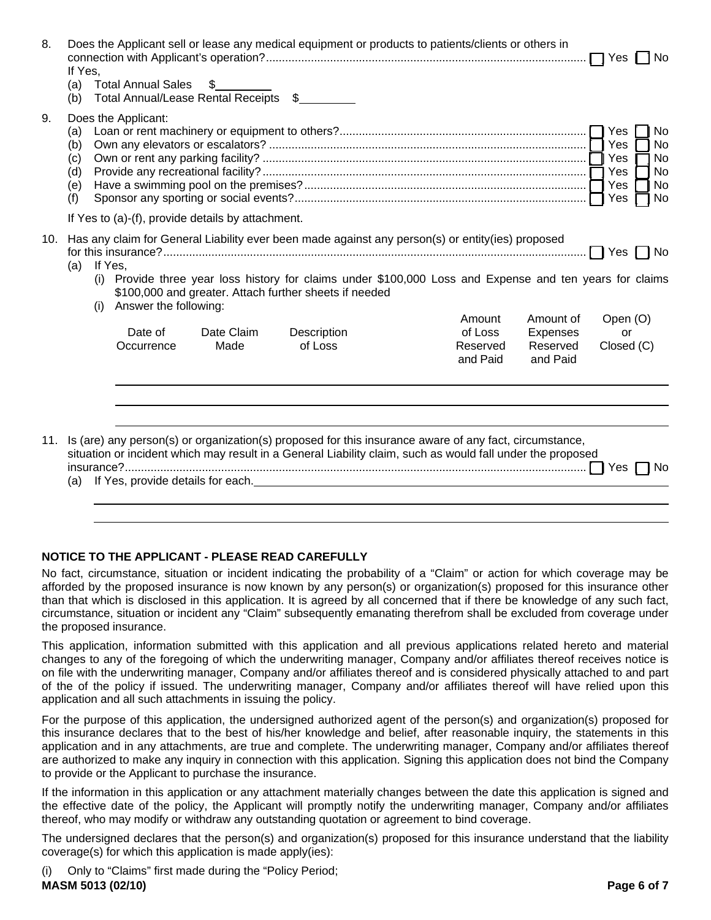8. Does the Applicant sell or lease any medical equipment or products to patients/clients or others in connection with Applicant's operation? ☐ Yes ☐ No

   If Yes,

   (a) Total Annual Sales $________

   (b) Total Annual/Lease Rental Receipts $________

9. Does the Applicant:

   (a) Loan or rent machinery or equipment to others? ☐ Yes ☐ No

   (b) Own any elevators or escalators? ☐ Yes ☐ No

   (c) Own or rent any parking facility? ☐ Yes ☐ No

   (d) Provide any recreational facility? ☐ Yes ☐ No

   (e) Have a swimming pool on the premises? ☐ Yes ☐ No

   (f) Sponsor any sporting or social events? ☐ Yes ☐ No

   If Yes to (a)-(f), provide details by attachment.

10. Has any claim for General Liability ever been made against any person(s) or entity(ies) proposed for this insurance? ☐ Yes ☐ No

    (a) If Yes,

       (i) Provide three year loss history for claims under $100,000 Loss and Expense and ten years for claims $100,000 and greater. Attach further sheets if needed

       (i) Answer the following:

| Date of Occurrence | Date Claim Made | Description of Loss | Amount of Loss Reserved and Paid | Amount of Expenses Reserved and Paid | Open (O) or Closed (C) |
|---|---|---|---|---|---|
| | | | | | |
| | | | | | |
| | | | | | |

11. Is (are) any person(s) or organization(s) proposed for this insurance aware of any fact, circumstance, situation or incident which may result in a General Liability claim, such as would fall under the proposed insurance? ☐ Yes ☐ No

    (a) If Yes, provide details for each.________________________________________

**NOTICE TO THE APPLICANT - PLEASE READ CAREFULLY**

No fact, circumstance, situation or incident indicating the probability of a "Claim" or action for which coverage may be afforded by the proposed insurance is now known by any person(s) or organization(s) proposed for this insurance other than that which is disclosed in this application. It is agreed by all concerned that if there be knowledge of any such fact, circumstance, situation or incident any "Claim" subsequently emanating therefrom shall be excluded from coverage under the proposed insurance.

This application, information submitted with this application and all previous applications related hereto and material changes to any of the foregoing of which the underwriting manager, Company and/or affiliates thereof receives notice is on file with the underwriting manager, Company and/or affiliates thereof and is considered physically attached to and part of the of the policy if issued. The underwriting manager, Company and/or affiliates thereof will have relied upon this application and all such attachments in issuing the policy.

For the purpose of this application, the undersigned authorized agent of the person(s) and organization(s) proposed for this insurance declares that to the best of his/her knowledge and belief, after reasonable inquiry, the statements in this application and in any attachments, are true and complete. The underwriting manager, Company and/or affiliates thereof are authorized to make any inquiry in connection with this application. Signing this application does not bind the Company to provide or the Applicant to purchase the insurance.

If the information in this application or any attachment materially changes between the date this application is signed and the effective date of the policy, the Applicant will promptly notify the underwriting manager, Company and/or affiliates thereof, who may modify or withdraw any outstanding quotation or agreement to bind coverage.

The undersigned declares that the person(s) and organization(s) proposed for this insurance understand that the liability coverage(s) for which this application is made apply(ies):

(i) Only to "Claims" first made during the "Policy Period;

MASM 5013 (02/10)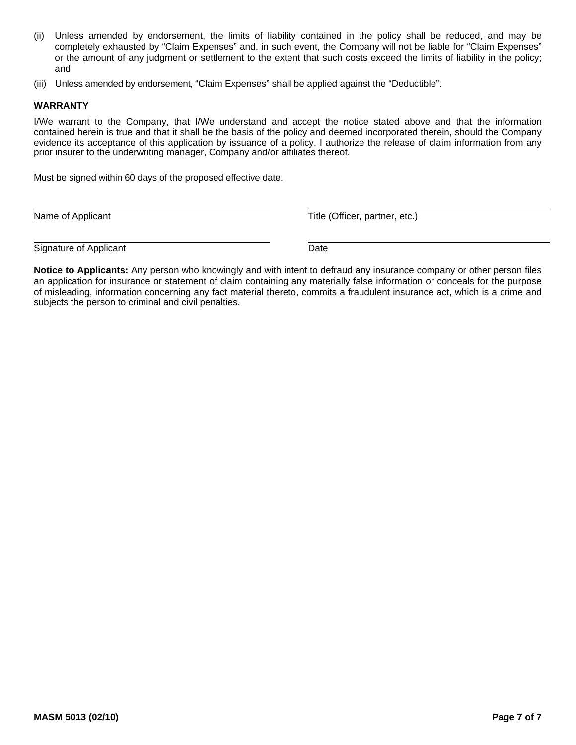(ii) Unless amended by endorsement, the limits of liability contained in the policy shall be reduced, and may be completely exhausted by "Claim Expenses" and, in such event, the Company will not be liable for "Claim Expenses" or the amount of any judgment or settlement to the extent that such costs exceed the limits of liability in the policy; and

(iii) Unless amended by endorsement, "Claim Expenses" shall be applied against the "Deductible".

**WARRANTY**

I/We warrant to the Company, that I/We understand and accept the notice stated above and that the information contained herein is true and that it shall be the basis of the policy and deemed incorporated therein, should the Company evidence its acceptance of this application by issuance of a policy. I authorize the release of claim information from any prior insurer to the underwriting manager, Company and/or affiliates thereof.

Must be signed within 60 days of the proposed effective date.

| | |
|---|---|
| ______________________________ | ______________________________ |
| Name of Applicant | Title (Officer, partner, etc.) |
| ______________________________ | ______________________________ |
| Signature of Applicant | Date |

**Notice to Applicants:** Any person who knowingly and with intent to defraud any insurance company or other person files an application for insurance or statement of claim containing any materially false information or conceals for the purpose of misleading, information concerning any fact material thereto, commits a fraudulent insurance act, which is a crime and subjects the person to criminal and civil penalties.

MASM 5013 (02/10)